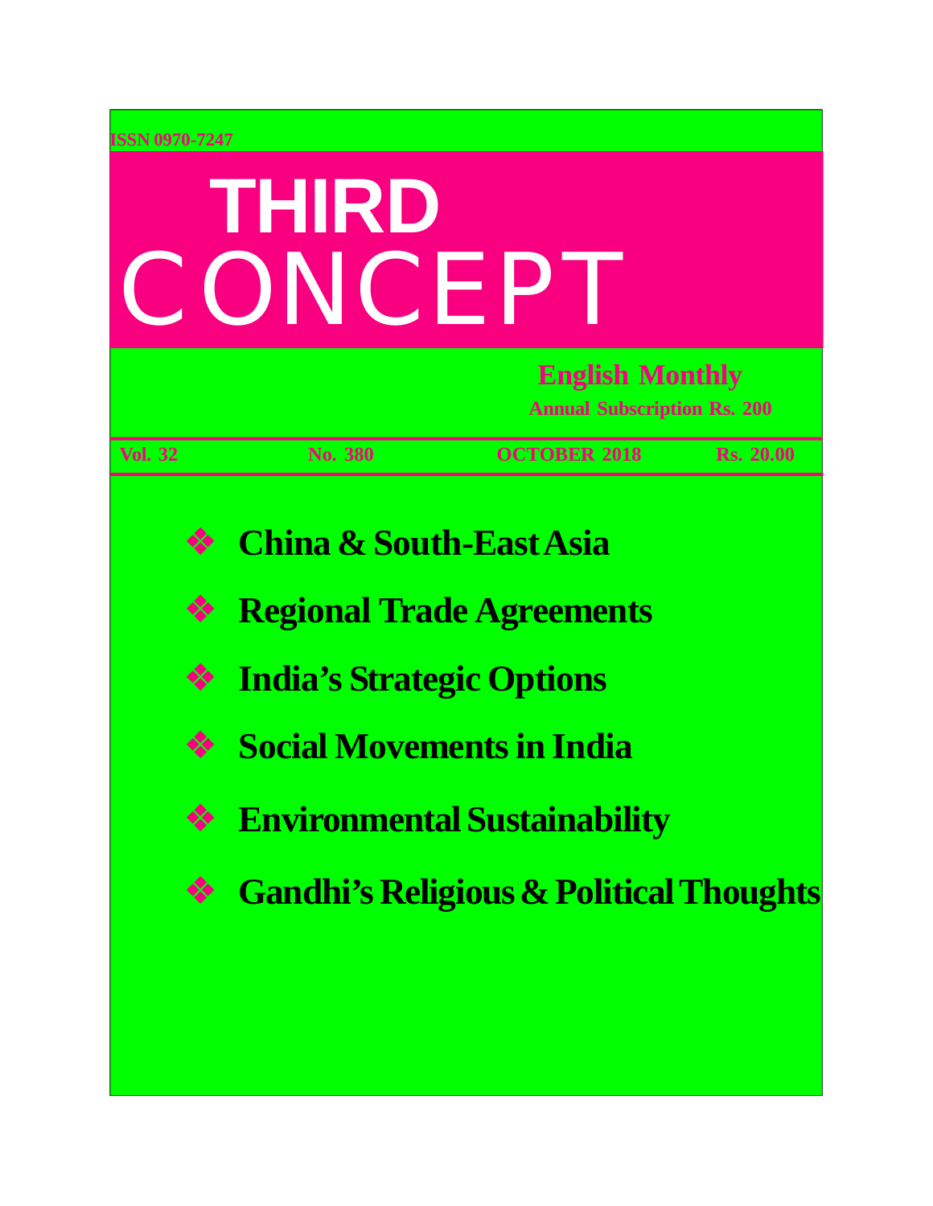ISSN 0970-7247

# THIRD CONCEPT

**English Monthly**

**Annual Subscription Rs. 200**

**Vol. 32** **No. 380** **OCTOBER 2018** **Rs. 20.00**

- **China & South-East Asia**
- **Regional Trade Agreements**
- **India's Strategic Options**
- **Social Movements in India**
- **Environmental Sustainability**
- **Gandhi's Religious & Political Thoughts**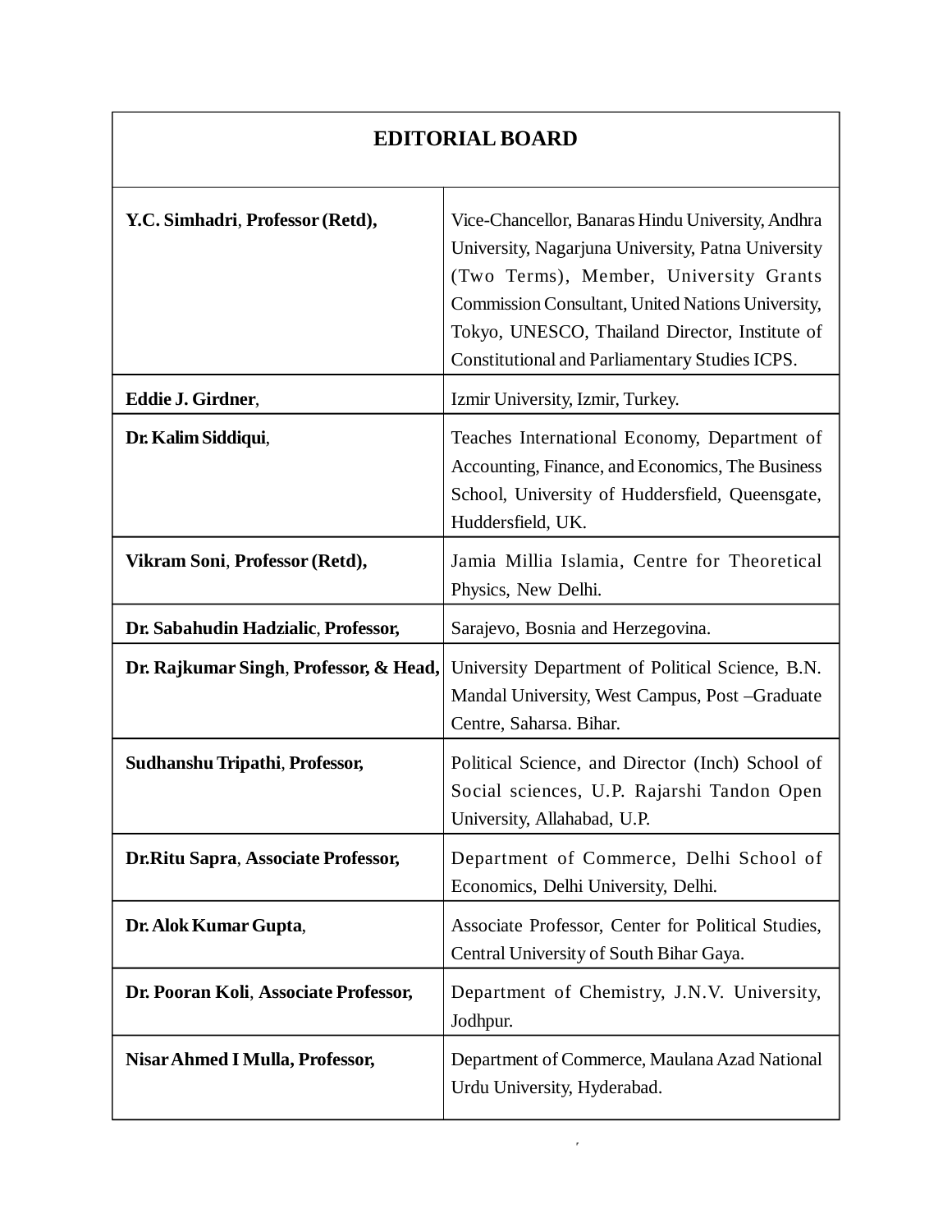| EDITORIAL BOARD | |
|---|---|
| **Y.C. Simhadri**, **Professor (Retd),** | Vice-Chancellor, Banaras Hindu University, Andhra University, Nagarjuna University, Patna University (Two Terms), Member, University Grants Commission Consultant, United Nations University, Tokyo, UNESCO, Thailand Director, Institute of Constitutional and Parliamentary Studies ICPS. |
| **Eddie J. Girdner**, | Izmir University, Izmir, Turkey. |
| **Dr. Kalim Siddiqui**, | Teaches International Economy, Department of Accounting, Finance, and Economics, The Business School, University of Huddersfield, Queensgate, Huddersfield, UK. |
| **Vikram Soni**, **Professor (Retd),** | Jamia Millia Islamia, Centre for Theoretical Physics, New Delhi. |
| **Dr. Sabahudin Hadzialic**, **Professor,** | Sarajevo, Bosnia and Herzegovina. |
| **Dr. Rajkumar Singh**, **Professor, & Head,** | University Department of Political Science, B.N. Mandal University, West Campus, Post –Graduate Centre, Saharsa. Bihar. |
| **Sudhanshu Tripathi**, **Professor,** | Political Science, and Director (Inch) School of Social sciences, U.P. Rajarshi Tandon Open University, Allahabad, U.P. |
| **Dr.Ritu Sapra**, **Associate Professor,** | Department of Commerce, Delhi School of Economics, Delhi University, Delhi. |
| **Dr. Alok Kumar Gupta**, | Associate Professor, Center for Political Studies, Central University of South Bihar Gaya. |
| **Dr. Pooran Koli**, **Associate Professor,** | Department of Chemistry, J.N.V. University, Jodhpur. |
| **Nisar Ahmed I Mulla, Professor,** | Department of Commerce, Maulana Azad National Urdu University, Hyderabad. |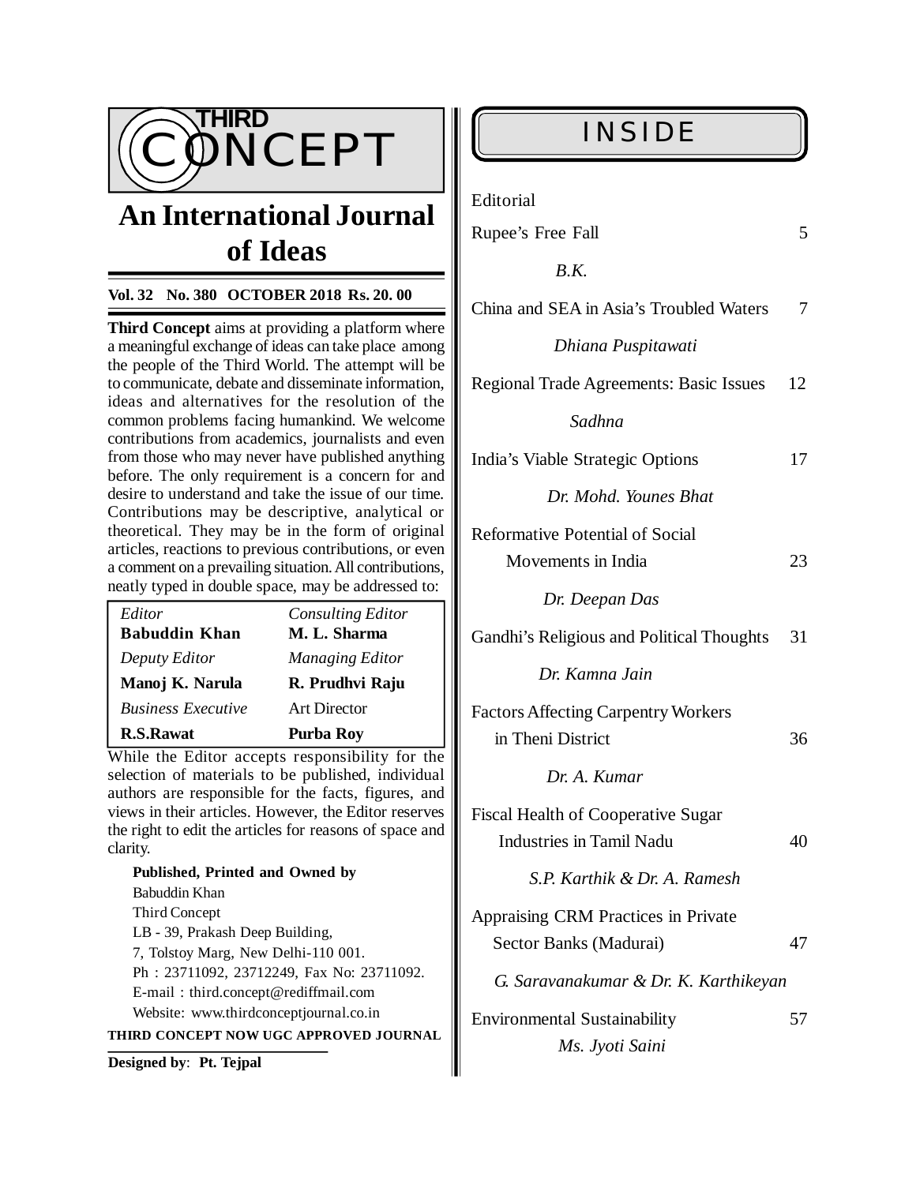# THIRD CONCEPT

## An International Journal of Ideas

**Vol. 32 No. 380 OCTOBER 2018 Rs. 20. 00**

**Third Concept** aims at providing a platform where a meaningful exchange of ideas can take place among the people of the Third World. The attempt will be to communicate, debate and disseminate information, ideas and alternatives for the resolution of the common problems facing humankind. We welcome contributions from academics, journalists and even from those who may never have published anything before. The only requirement is a concern for and desire to understand and take the issue of our time. Contributions may be descriptive, analytical or theoretical. They may be in the form of original articles, reactions to previous contributions, or even a comment on a prevailing situation. All contributions, neatly typed in double space, may be addressed to:

| | |
|---|---|
| *Editor* | *Consulting Editor* |
| **Babuddin Khan** | **M. L. Sharma** |
| *Deputy Editor* | *Managing Editor* |
| **Manoj K. Narula** | **R. Prudhvi Raju** |
| *Business Executive* | Art Director |
| **R.S.Rawat** | **Purba Roy** |

While the Editor accepts responsibility for the selection of materials to be published, individual authors are responsible for the facts, figures, and views in their articles. However, the Editor reserves the right to edit the articles for reasons of space and clarity.

**Published, Printed and Owned by**
Babuddin Khan
Third Concept
LB - 39, Prakash Deep Building,
7, Tolstoy Marg, New Delhi-110 001.
Ph : 23711092, 23712249, Fax No: 23711092.
E-mail : third.concept@rediffmail.com
Website: www.thirdconceptjournal.co.in

**THIRD CONCEPT NOW UGC APPROVED JOURNAL**

**Designed by**: **Pt. Tejpal**

## INSIDE

Editorial

Rupee's Free Fall — 5
*B.K.*

China and SEA in Asia's Troubled Waters — 7
*Dhiana Puspitawati*

Regional Trade Agreements: Basic Issues — 12
*Sadhna*

India's Viable Strategic Options — 17
*Dr. Mohd. Younes Bhat*

Reformative Potential of Social Movements in India — 23
*Dr. Deepan Das*

Gandhi's Religious and Political Thoughts — 31
*Dr. Kamna Jain*

Factors Affecting Carpentry Workers in Theni District — 36
*Dr. A. Kumar*

Fiscal Health of Cooperative Sugar Industries in Tamil Nadu — 40
*S.P. Karthik & Dr. A. Ramesh*

Appraising CRM Practices in Private Sector Banks (Madurai) — 47
*G. Saravanakumar & Dr. K. Karthikeyan*

Environmental Sustainability — 57
*Ms. Jyoti Saini*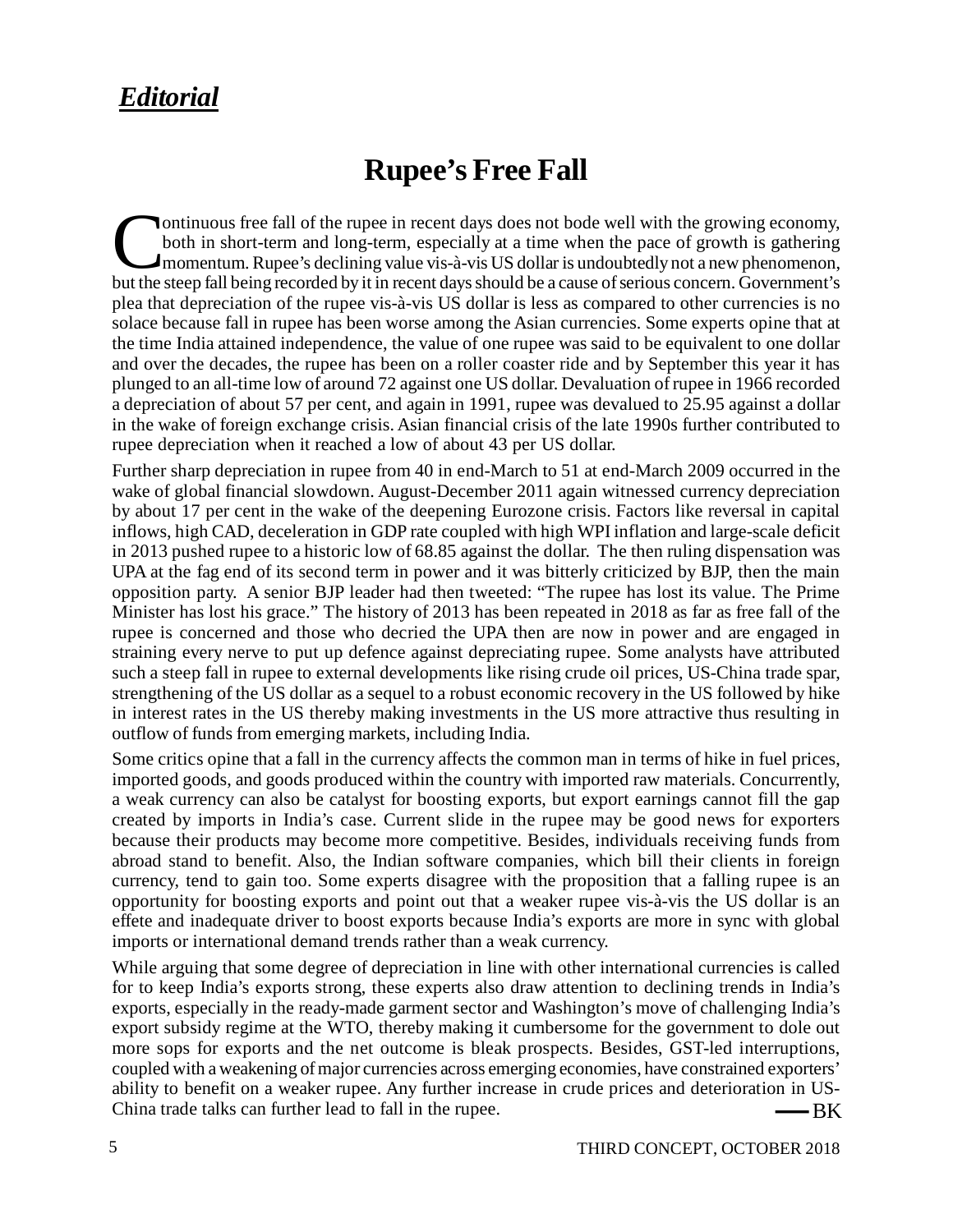## *Editorial*

# Rupee's Free Fall

Continuous free fall of the rupee in recent days does not bode well with the growing economy, both in short-term and long-term, especially at a time when the pace of growth is gathering momentum. Rupee's declining value vis-à-vis US dollar is undoubtedly not a new phenomenon, but the steep fall being recorded by it in recent days should be a cause of serious concern. Government's plea that depreciation of the rupee vis-à-vis US dollar is less as compared to other currencies is no solace because fall in rupee has been worse among the Asian currencies. Some experts opine that at the time India attained independence, the value of one rupee was said to be equivalent to one dollar and over the decades, the rupee has been on a roller coaster ride and by September this year it has plunged to an all-time low of around 72 against one US dollar. Devaluation of rupee in 1966 recorded a depreciation of about 57 per cent, and again in 1991, rupee was devalued to 25.95 against a dollar in the wake of foreign exchange crisis. Asian financial crisis of the late 1990s further contributed to rupee depreciation when it reached a low of about 43 per US dollar.

Further sharp depreciation in rupee from 40 in end-March to 51 at end-March 2009 occurred in the wake of global financial slowdown. August-December 2011 again witnessed currency depreciation by about 17 per cent in the wake of the deepening Eurozone crisis. Factors like reversal in capital inflows, high CAD, deceleration in GDP rate coupled with high WPI inflation and large-scale deficit in 2013 pushed rupee to a historic low of 68.85 against the dollar. The then ruling dispensation was UPA at the fag end of its second term in power and it was bitterly criticized by BJP, then the main opposition party. A senior BJP leader had then tweeted: "The rupee has lost its value. The Prime Minister has lost his grace." The history of 2013 has been repeated in 2018 as far as free fall of the rupee is concerned and those who decried the UPA then are now in power and are engaged in straining every nerve to put up defence against depreciating rupee. Some analysts have attributed such a steep fall in rupee to external developments like rising crude oil prices, US-China trade spar, strengthening of the US dollar as a sequel to a robust economic recovery in the US followed by hike in interest rates in the US thereby making investments in the US more attractive thus resulting in outflow of funds from emerging markets, including India.

Some critics opine that a fall in the currency affects the common man in terms of hike in fuel prices, imported goods, and goods produced within the country with imported raw materials. Concurrently, a weak currency can also be catalyst for boosting exports, but export earnings cannot fill the gap created by imports in India's case. Current slide in the rupee may be good news for exporters because their products may become more competitive. Besides, individuals receiving funds from abroad stand to benefit. Also, the Indian software companies, which bill their clients in foreign currency, tend to gain too. Some experts disagree with the proposition that a falling rupee is an opportunity for boosting exports and point out that a weaker rupee vis-à-vis the US dollar is an effete and inadequate driver to boost exports because India's exports are more in sync with global imports or international demand trends rather than a weak currency.

While arguing that some degree of depreciation in line with other international currencies is called for to keep India's exports strong, these experts also draw attention to declining trends in India's exports, especially in the ready-made garment sector and Washington's move of challenging India's export subsidy regime at the WTO, thereby making it cumbersome for the government to dole out more sops for exports and the net outcome is bleak prospects. Besides, GST-led interruptions, coupled with a weakening of major currencies across emerging economies, have constrained exporters' ability to benefit on a weaker rupee. Any further increase in crude prices and deterioration in US-China trade talks can further lead to fall in the rupee.

—BK